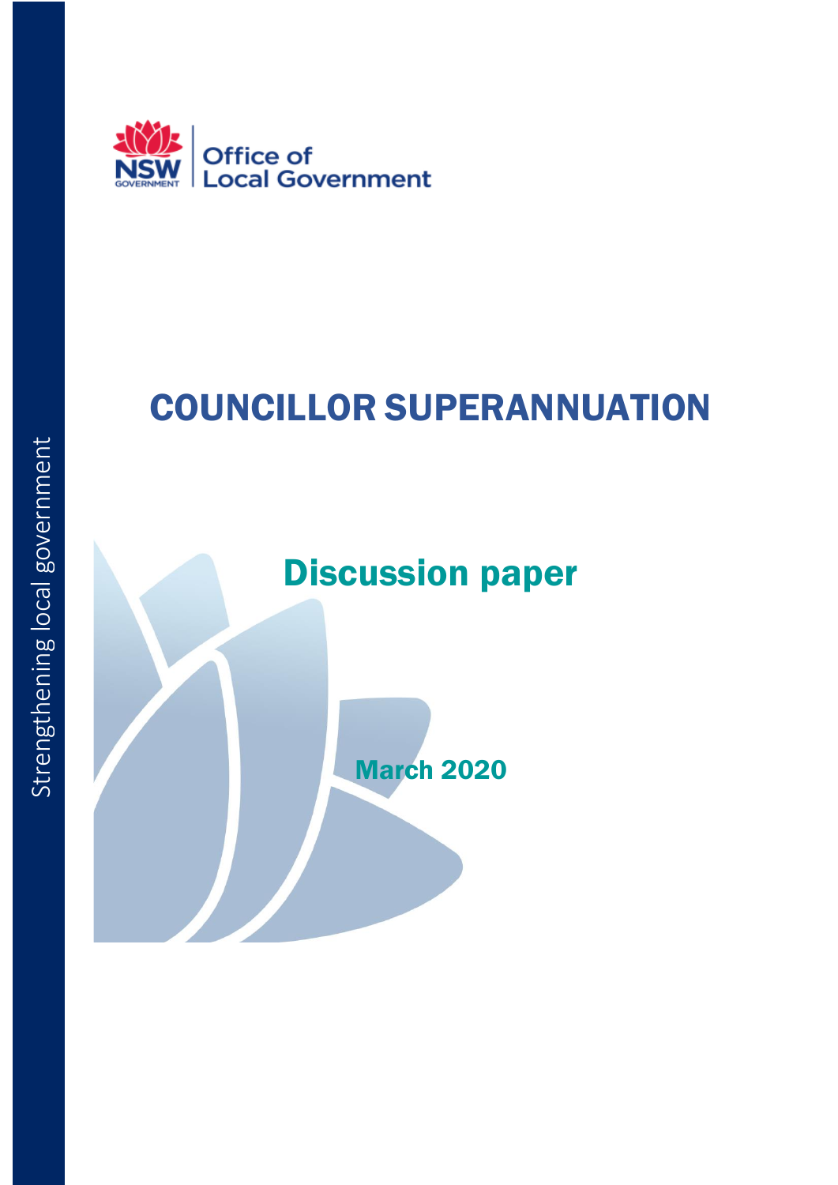NSW GOVERNMENT | Office of Local Government

Strengthening local government

# COUNCILLOR SUPERANNUATION

## Discussion paper

**March 2020**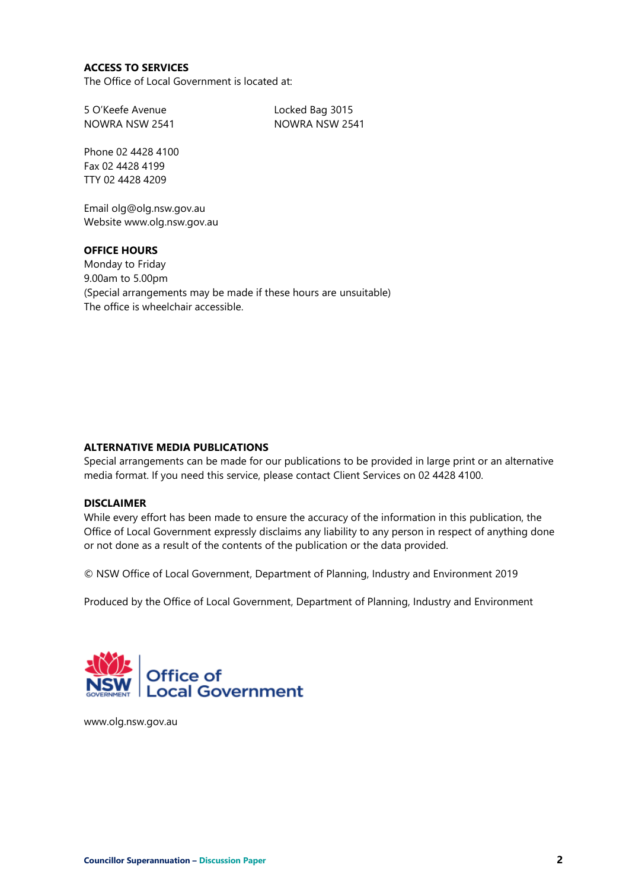**ACCESS TO SERVICES**

The Office of Local Government is located at:

5 O'Keefe Avenue
NOWRA NSW 2541

Locked Bag 3015
NOWRA NSW 2541

Phone 02 4428 4100
Fax 02 4428 4199
TTY 02 4428 4209

Email olg@olg.nsw.gov.au
Website www.olg.nsw.gov.au

**OFFICE HOURS**

Monday to Friday
9.00am to 5.00pm
(Special arrangements may be made if these hours are unsuitable)
The office is wheelchair accessible.

**ALTERNATIVE MEDIA PUBLICATIONS**

Special arrangements can be made for our publications to be provided in large print or an alternative media format. If you need this service, please contact Client Services on 02 4428 4100.

**DISCLAIMER**

While every effort has been made to ensure the accuracy of the information in this publication, the Office of Local Government expressly disclaims any liability to any person in respect of anything done or not done as a result of the contents of the publication or the data provided.

© NSW Office of Local Government, Department of Planning, Industry and Environment 2019

Produced by the Office of Local Government, Department of Planning, Industry and Environment

NSW GOVERNMENT | Office of Local Government

www.olg.nsw.gov.au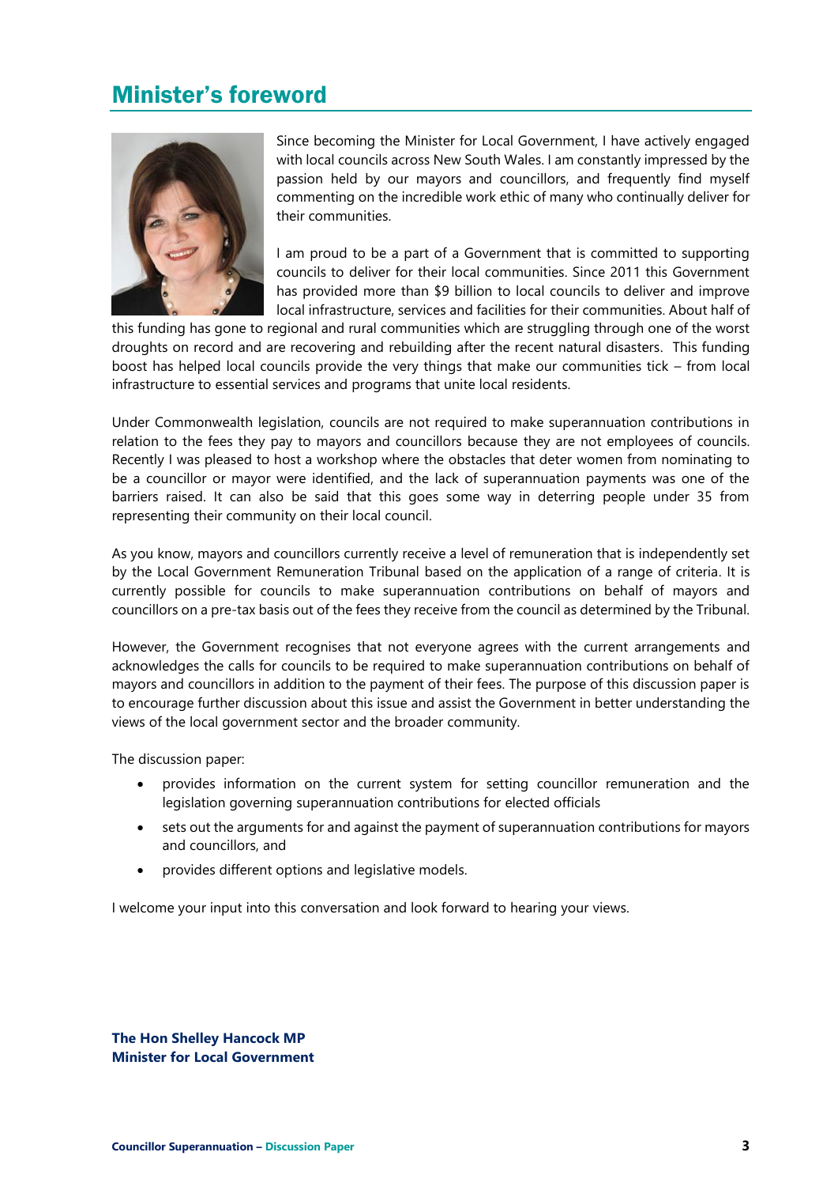# Minister's foreword

Since becoming the Minister for Local Government, I have actively engaged with local councils across New South Wales. I am constantly impressed by the passion held by our mayors and councillors, and frequently find myself commenting on the incredible work ethic of many who continually deliver for their communities.

I am proud to be a part of a Government that is committed to supporting councils to deliver for their local communities. Since 2011 this Government has provided more than $9 billion to local councils to deliver and improve local infrastructure, services and facilities for their communities. About half of this funding has gone to regional and rural communities which are struggling through one of the worst droughts on record and are recovering and rebuilding after the recent natural disasters. This funding boost has helped local councils provide the very things that make our communities tick – from local infrastructure to essential services and programs that unite local residents.

Under Commonwealth legislation, councils are not required to make superannuation contributions in relation to the fees they pay to mayors and councillors because they are not employees of councils. Recently I was pleased to host a workshop where the obstacles that deter women from nominating to be a councillor or mayor were identified, and the lack of superannuation payments was one of the barriers raised. It can also be said that this goes some way in deterring people under 35 from representing their community on their local council.

As you know, mayors and councillors currently receive a level of remuneration that is independently set by the Local Government Remuneration Tribunal based on the application of a range of criteria. It is currently possible for councils to make superannuation contributions on behalf of mayors and councillors on a pre-tax basis out of the fees they receive from the council as determined by the Tribunal.

However, the Government recognises that not everyone agrees with the current arrangements and acknowledges the calls for councils to be required to make superannuation contributions on behalf of mayors and councillors in addition to the payment of their fees. The purpose of this discussion paper is to encourage further discussion about this issue and assist the Government in better understanding the views of the local government sector and the broader community.

The discussion paper:

- provides information on the current system for setting councillor remuneration and the legislation governing superannuation contributions for elected officials
- sets out the arguments for and against the payment of superannuation contributions for mayors and councillors, and
- provides different options and legislative models.

I welcome your input into this conversation and look forward to hearing your views.

**The Hon Shelley Hancock MP**
**Minister for Local Government**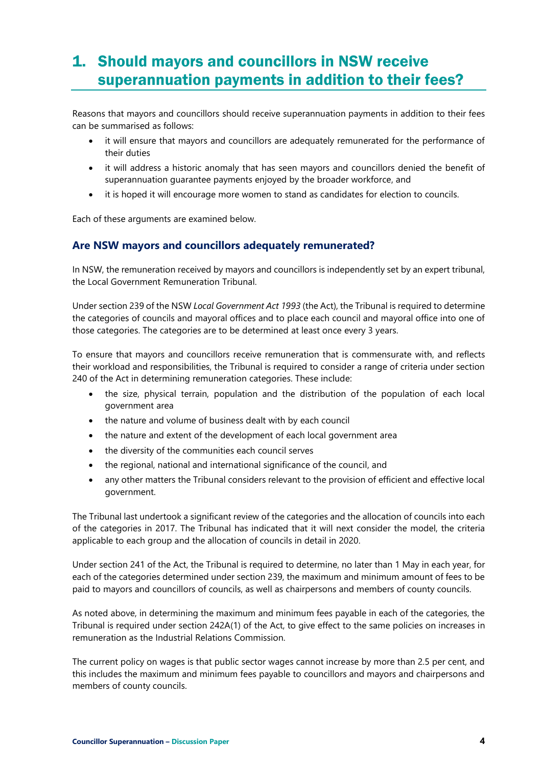# 1. Should mayors and councillors in NSW receive superannuation payments in addition to their fees?

Reasons that mayors and councillors should receive superannuation payments in addition to their fees can be summarised as follows:

- it will ensure that mayors and councillors are adequately remunerated for the performance of their duties
- it will address a historic anomaly that has seen mayors and councillors denied the benefit of superannuation guarantee payments enjoyed by the broader workforce, and
- it is hoped it will encourage more women to stand as candidates for election to councils.

Each of these arguments are examined below.

## Are NSW mayors and councillors adequately remunerated?

In NSW, the remuneration received by mayors and councillors is independently set by an expert tribunal, the Local Government Remuneration Tribunal.

Under section 239 of the NSW *Local Government Act 1993* (the Act), the Tribunal is required to determine the categories of councils and mayoral offices and to place each council and mayoral office into one of those categories. The categories are to be determined at least once every 3 years.

To ensure that mayors and councillors receive remuneration that is commensurate with, and reflects their workload and responsibilities, the Tribunal is required to consider a range of criteria under section 240 of the Act in determining remuneration categories. These include:

- the size, physical terrain, population and the distribution of the population of each local government area
- the nature and volume of business dealt with by each council
- the nature and extent of the development of each local government area
- the diversity of the communities each council serves
- the regional, national and international significance of the council, and
- any other matters the Tribunal considers relevant to the provision of efficient and effective local government.

The Tribunal last undertook a significant review of the categories and the allocation of councils into each of the categories in 2017. The Tribunal has indicated that it will next consider the model, the criteria applicable to each group and the allocation of councils in detail in 2020.

Under section 241 of the Act, the Tribunal is required to determine, no later than 1 May in each year, for each of the categories determined under section 239, the maximum and minimum amount of fees to be paid to mayors and councillors of councils, as well as chairpersons and members of county councils.

As noted above, in determining the maximum and minimum fees payable in each of the categories, the Tribunal is required under section 242A(1) of the Act, to give effect to the same policies on increases in remuneration as the Industrial Relations Commission.

The current policy on wages is that public sector wages cannot increase by more than 2.5 per cent, and this includes the maximum and minimum fees payable to councillors and mayors and chairpersons and members of county councils.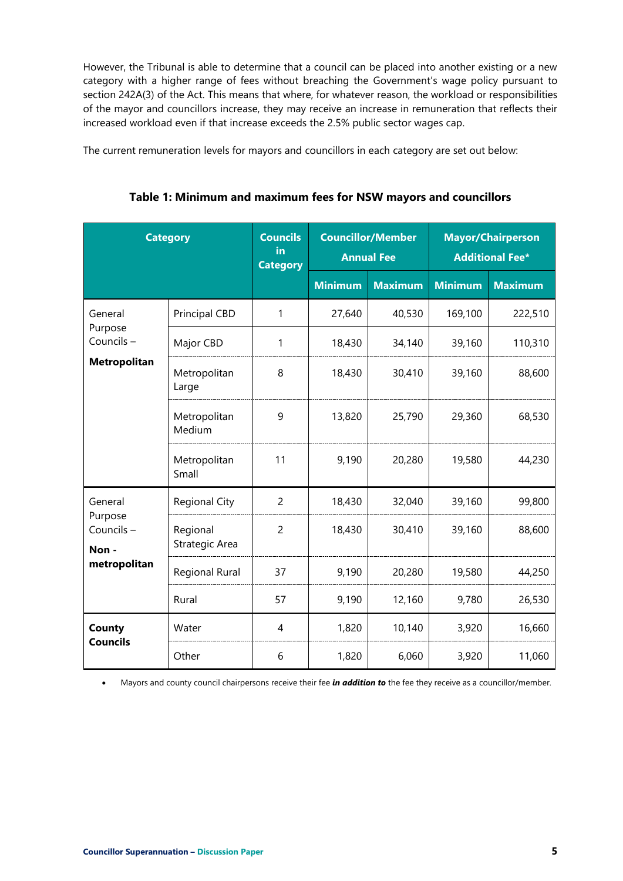However, the Tribunal is able to determine that a council can be placed into another existing or a new category with a higher range of fees without breaching the Government's wage policy pursuant to section 242A(3) of the Act. This means that where, for whatever reason, the workload or responsibilities of the mayor and councillors increase, they may receive an increase in remuneration that reflects their increased workload even if that increase exceeds the 2.5% public sector wages cap.

The current remuneration levels for mayors and councillors in each category are set out below:

**Table 1: Minimum and maximum fees for NSW mayors and councillors**

| Category | | Councils in Category | Councillor/Member Annual Fee | | Mayor/Chairperson Additional Fee* | |
|---|---|---|---|---|---|---|
| | | | Minimum | Maximum | Minimum | Maximum |
| General Purpose Councils – **Metropolitan** | Principal CBD | 1 | 27,640 | 40,530 | 169,100 | 222,510 |
| | Major CBD | 1 | 18,430 | 34,140 | 39,160 | 110,310 |
| | Metropolitan Large | 8 | 18,430 | 30,410 | 39,160 | 88,600 |
| | Metropolitan Medium | 9 | 13,820 | 25,790 | 29,360 | 68,530 |
| | Metropolitan Small | 11 | 9,190 | 20,280 | 19,580 | 44,230 |
| General Purpose Councils – **Non - metropolitan** | Regional City | 2 | 18,430 | 32,040 | 39,160 | 99,800 |
| | Regional Strategic Area | 2 | 18,430 | 30,410 | 39,160 | 88,600 |
| | Regional Rural | 37 | 9,190 | 20,280 | 19,580 | 44,250 |
| | Rural | 57 | 9,190 | 12,160 | 9,780 | 26,530 |
| **County Councils** | Water | 4 | 1,820 | 10,140 | 3,920 | 16,660 |
| | Other | 6 | 1,820 | 6,060 | 3,920 | 11,060 |

- Mayors and county council chairpersons receive their fee ***in addition to*** the fee they receive as a councillor/member.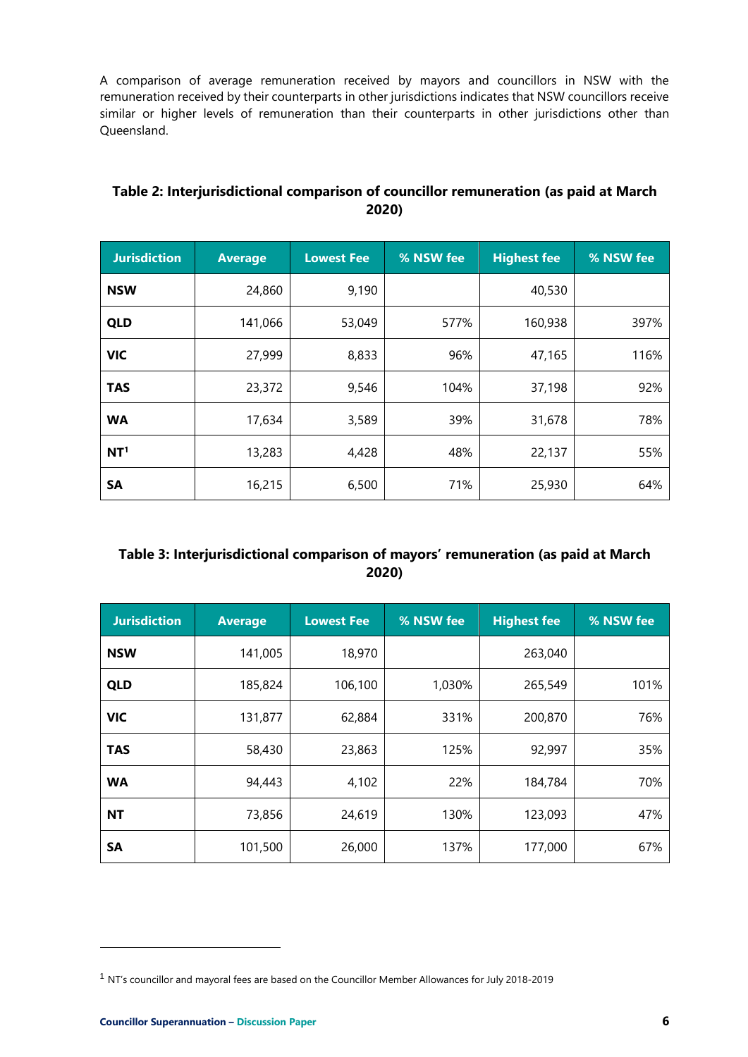A comparison of average remuneration received by mayors and councillors in NSW with the remuneration received by their counterparts in other jurisdictions indicates that NSW councillors receive similar or higher levels of remuneration than their counterparts in other jurisdictions other than Queensland.

**Table 2: Interjurisdictional comparison of councillor remuneration (as paid at March 2020)**

| Jurisdiction | Average | Lowest Fee | % NSW fee | Highest fee | % NSW fee |
|---|---|---|---|---|---|
| **NSW** | 24,860 | 9,190 | | 40,530 | |
| **QLD** | 141,066 | 53,049 | 577% | 160,938 | 397% |
| **VIC** | 27,999 | 8,833 | 96% | 47,165 | 116% |
| **TAS** | 23,372 | 9,546 | 104% | 37,198 | 92% |
| **WA** | 17,634 | 3,589 | 39% | 31,678 | 78% |
| **NT**[1] | 13,283 | 4,428 | 48% | 22,137 | 55% |
| **SA** | 16,215 | 6,500 | 71% | 25,930 | 64% |

**Table 3: Interjurisdictional comparison of mayors' remuneration (as paid at March 2020)**

| Jurisdiction | Average | Lowest Fee | % NSW fee | Highest fee | % NSW fee |
|---|---|---|---|---|---|
| **NSW** | 141,005 | 18,970 | | 263,040 | |
| **QLD** | 185,824 | 106,100 | 1,030% | 265,549 | 101% |
| **VIC** | 131,877 | 62,884 | 331% | 200,870 | 76% |
| **TAS** | 58,430 | 23,863 | 125% | 92,997 | 35% |
| **WA** | 94,443 | 4,102 | 22% | 184,784 | 70% |
| **NT** | 73,856 | 24,619 | 130% | 123,093 | 47% |
| **SA** | 101,500 | 26,000 | 137% | 177,000 | 67% |

[1] NT's councillor and mayoral fees are based on the Councillor Member Allowances for July 2018-2019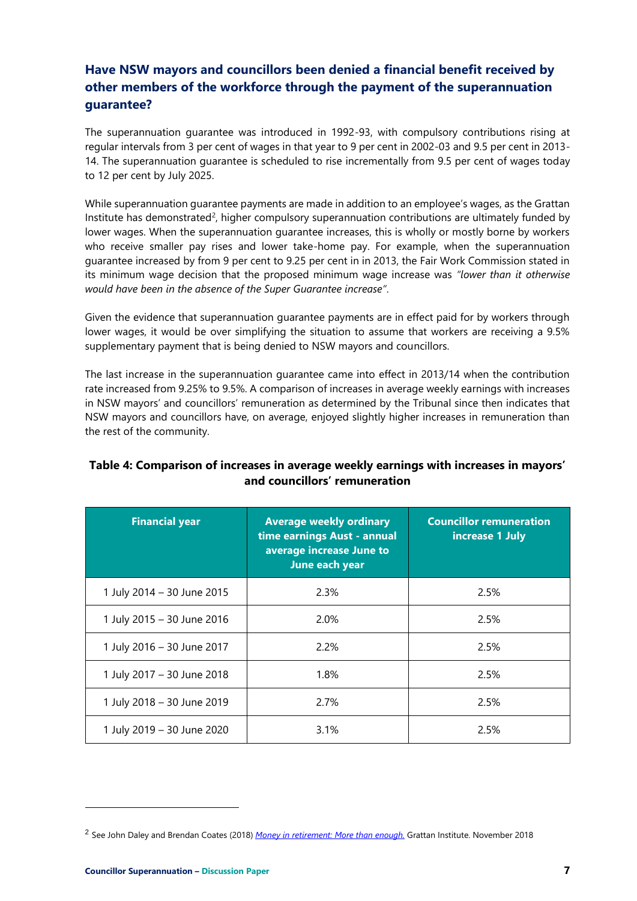## Have NSW mayors and councillors been denied a financial benefit received by other members of the workforce through the payment of the superannuation guarantee?

The superannuation guarantee was introduced in 1992-93, with compulsory contributions rising at regular intervals from 3 per cent of wages in that year to 9 per cent in 2002-03 and 9.5 per cent in 2013-14. The superannuation guarantee is scheduled to rise incrementally from 9.5 per cent of wages today to 12 per cent by July 2025.

While superannuation guarantee payments are made in addition to an employee's wages, as the Grattan Institute has demonstrated[2], higher compulsory superannuation contributions are ultimately funded by lower wages. When the superannuation guarantee increases, this is wholly or mostly borne by workers who receive smaller pay rises and lower take-home pay. For example, when the superannuation guarantee increased by from 9 per cent to 9.25 per cent in in 2013, the Fair Work Commission stated in its minimum wage decision that the proposed minimum wage increase was *"lower than it otherwise would have been in the absence of the Super Guarantee increase"*.

Given the evidence that superannuation guarantee payments are in effect paid for by workers through lower wages, it would be over simplifying the situation to assume that workers are receiving a 9.5% supplementary payment that is being denied to NSW mayors and councillors.

The last increase in the superannuation guarantee came into effect in 2013/14 when the contribution rate increased from 9.25% to 9.5%. A comparison of increases in average weekly earnings with increases in NSW mayors' and councillors' remuneration as determined by the Tribunal since then indicates that NSW mayors and councillors have, on average, enjoyed slightly higher increases in remuneration than the rest of the community.

**Table 4: Comparison of increases in average weekly earnings with increases in mayors' and councillors' remuneration**

| Financial year | Average weekly ordinary time earnings Aust - annual average increase June to June each year | Councillor remuneration increase 1 July |
|---|---|---|
| 1 July 2014 – 30 June 2015 | 2.3% | 2.5% |
| 1 July 2015 – 30 June 2016 | 2.0% | 2.5% |
| 1 July 2016 – 30 June 2017 | 2.2% | 2.5% |
| 1 July 2017 – 30 June 2018 | 1.8% | 2.5% |
| 1 July 2018 – 30 June 2019 | 2.7% | 2.5% |
| 1 July 2019 – 30 June 2020 | 3.1% | 2.5% |

[2] See John Daley and Brendan Coates (2018) *Money in retirement: More than enough.* Grattan Institute. November 2018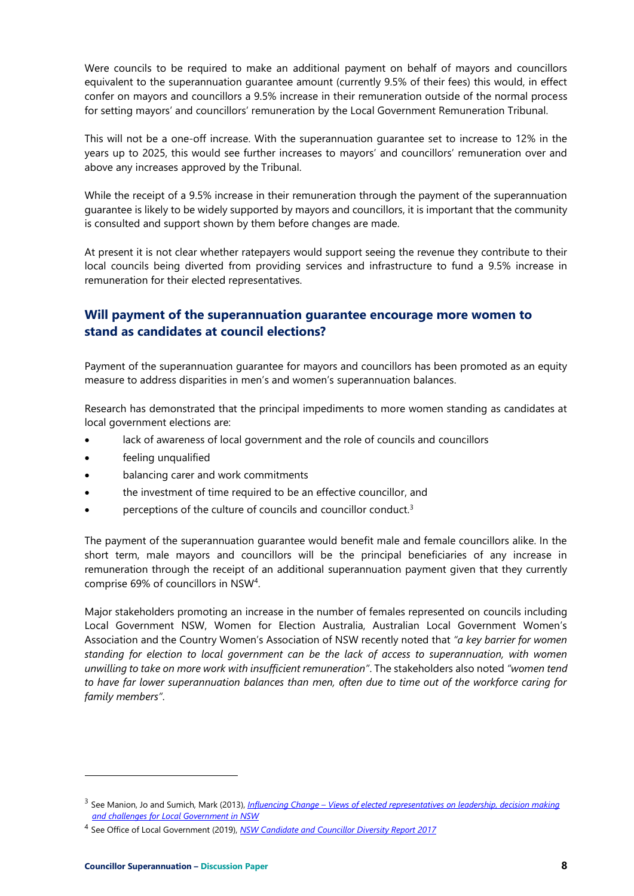Were councils to be required to make an additional payment on behalf of mayors and councillors equivalent to the superannuation guarantee amount (currently 9.5% of their fees) this would, in effect confer on mayors and councillors a 9.5% increase in their remuneration outside of the normal process for setting mayors' and councillors' remuneration by the Local Government Remuneration Tribunal.

This will not be a one-off increase. With the superannuation guarantee set to increase to 12% in the years up to 2025, this would see further increases to mayors' and councillors' remuneration over and above any increases approved by the Tribunal.

While the receipt of a 9.5% increase in their remuneration through the payment of the superannuation guarantee is likely to be widely supported by mayors and councillors, it is important that the community is consulted and support shown by them before changes are made.

At present it is not clear whether ratepayers would support seeing the revenue they contribute to their local councils being diverted from providing services and infrastructure to fund a 9.5% increase in remuneration for their elected representatives.

## Will payment of the superannuation guarantee encourage more women to stand as candidates at council elections?

Payment of the superannuation guarantee for mayors and councillors has been promoted as an equity measure to address disparities in men's and women's superannuation balances.

Research has demonstrated that the principal impediments to more women standing as candidates at local government elections are:

- lack of awareness of local government and the role of councils and councillors
- feeling unqualified
- balancing carer and work commitments
- the investment of time required to be an effective councillor, and
- perceptions of the culture of councils and councillor conduct.[3]

The payment of the superannuation guarantee would benefit male and female councillors alike. In the short term, male mayors and councillors will be the principal beneficiaries of any increase in remuneration through the receipt of an additional superannuation payment given that they currently comprise 69% of councillors in NSW[4].

Major stakeholders promoting an increase in the number of females represented on councils including Local Government NSW, Women for Election Australia, Australian Local Government Women's Association and the Country Women's Association of NSW recently noted that *"a key barrier for women standing for election to local government can be the lack of access to superannuation, with women unwilling to take on more work with insufficient remuneration"*. The stakeholders also noted *"women tend to have far lower superannuation balances than men, often due to time out of the workforce caring for family members"*.

---

[3] See Manion, Jo and Sumich, Mark (2013), *Influencing Change – Views of elected representatives on leadership, decision making and challenges for Local Government in NSW*

[4] See Office of Local Government (2019), *NSW Candidate and Councillor Diversity Report 2017*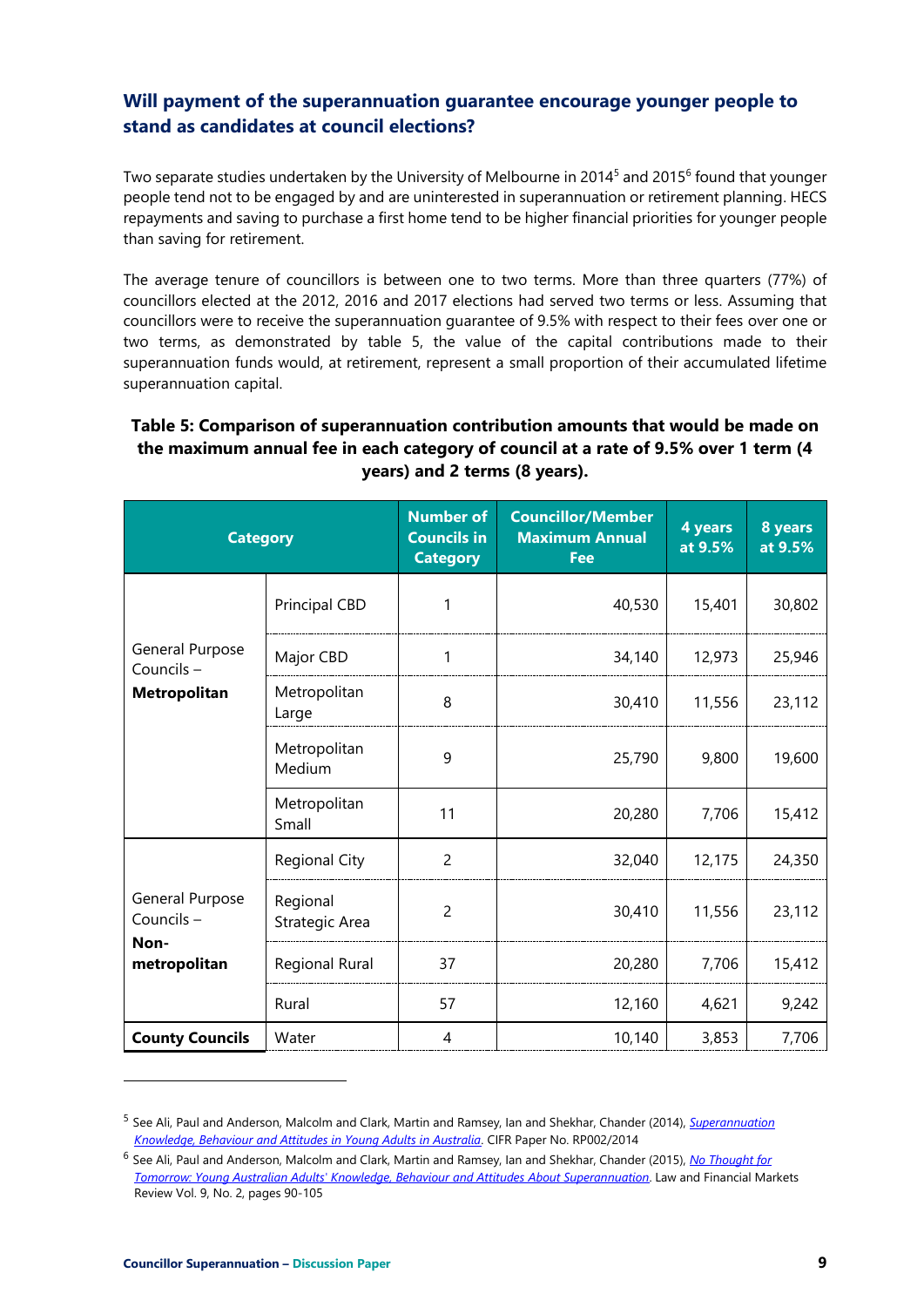## Will payment of the superannuation guarantee encourage younger people to stand as candidates at council elections?

Two separate studies undertaken by the University of Melbourne in 2014[5] and 2015[6] found that younger people tend not to be engaged by and are uninterested in superannuation or retirement planning. HECS repayments and saving to purchase a first home tend to be higher financial priorities for younger people than saving for retirement.

The average tenure of councillors is between one to two terms. More than three quarters (77%) of councillors elected at the 2012, 2016 and 2017 elections had served two terms or less. Assuming that councillors were to receive the superannuation guarantee of 9.5% with respect to their fees over one or two terms, as demonstrated by table 5, the value of the capital contributions made to their superannuation funds would, at retirement, represent a small proportion of their accumulated lifetime superannuation capital.

**Table 5: Comparison of superannuation contribution amounts that would be made on the maximum annual fee in each category of council at a rate of 9.5% over 1 term (4 years) and 2 terms (8 years).**

| Category | | Number of Councils in Category | Councillor/Member Maximum Annual Fee | 4 years at 9.5% | 8 years at 9.5% |
|---|---|---|---|---|---|
| General Purpose Councils – **Metropolitan** | Principal CBD | 1 | 40,530 | 15,401 | 30,802 |
| | Major CBD | 1 | 34,140 | 12,973 | 25,946 |
| | Metropolitan Large | 8 | 30,410 | 11,556 | 23,112 |
| | Metropolitan Medium | 9 | 25,790 | 9,800 | 19,600 |
| | Metropolitan Small | 11 | 20,280 | 7,706 | 15,412 |
| General Purpose Councils – **Non-metropolitan** | Regional City | 2 | 32,040 | 12,175 | 24,350 |
| | Regional Strategic Area | 2 | 30,410 | 11,556 | 23,112 |
| | Regional Rural | 37 | 20,280 | 7,706 | 15,412 |
| | Rural | 57 | 12,160 | 4,621 | 9,242 |
| **County Councils** | Water | 4 | 10,140 | 3,853 | 7,706 |

---

[5] See Ali, Paul and Anderson, Malcolm and Clark, Martin and Ramsey, Ian and Shekhar, Chander (2014), *Superannuation Knowledge, Behaviour and Attitudes in Young Adults in Australia*. CIFR Paper No. RP002/2014

[6] See Ali, Paul and Anderson, Malcolm and Clark, Martin and Ramsey, Ian and Shekhar, Chander (2015), *No Thought for Tomorrow: Young Australian Adults' Knowledge, Behaviour and Attitudes About Superannuation*. Law and Financial Markets Review Vol. 9, No. 2, pages 90-105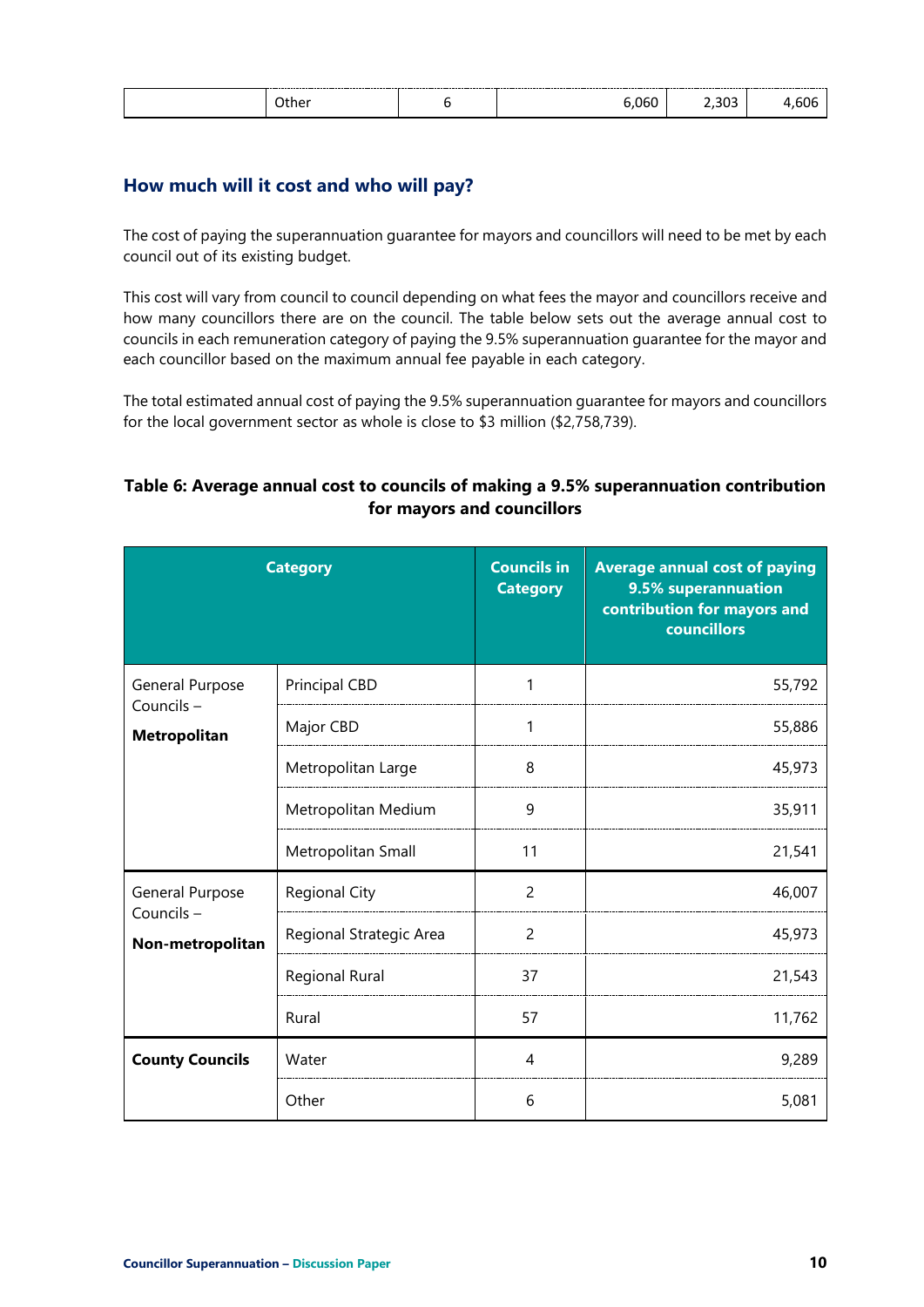| | Other | 6 | 6,060 | 2,303 | 4,606 |
|---|---|---|---|---|---|

## How much will it cost and who will pay?

The cost of paying the superannuation guarantee for mayors and councillors will need to be met by each council out of its existing budget.

This cost will vary from council to council depending on what fees the mayor and councillors receive and how many councillors there are on the council. The table below sets out the average annual cost to councils in each remuneration category of paying the 9.5% superannuation guarantee for the mayor and each councillor based on the maximum annual fee payable in each category.

The total estimated annual cost of paying the 9.5% superannuation guarantee for mayors and councillors for the local government sector as whole is close to $3 million ($2,758,739).

### Table 6: Average annual cost to councils of making a 9.5% superannuation contribution for mayors and councillors

| Category | | Councils in Category | Average annual cost of paying 9.5% superannuation contribution for mayors and councillors |
|---|---|---|---|
| General Purpose Councils – **Metropolitan** | Principal CBD | 1 | 55,792 |
| | Major CBD | 1 | 55,886 |
| | Metropolitan Large | 8 | 45,973 |
| | Metropolitan Medium | 9 | 35,911 |
| | Metropolitan Small | 11 | 21,541 |
| General Purpose Councils – **Non-metropolitan** | Regional City | 2 | 46,007 |
| | Regional Strategic Area | 2 | 45,973 |
| | Regional Rural | 37 | 21,543 |
| | Rural | 57 | 11,762 |
| **County Councils** | Water | 4 | 9,289 |
| | Other | 6 | 5,081 |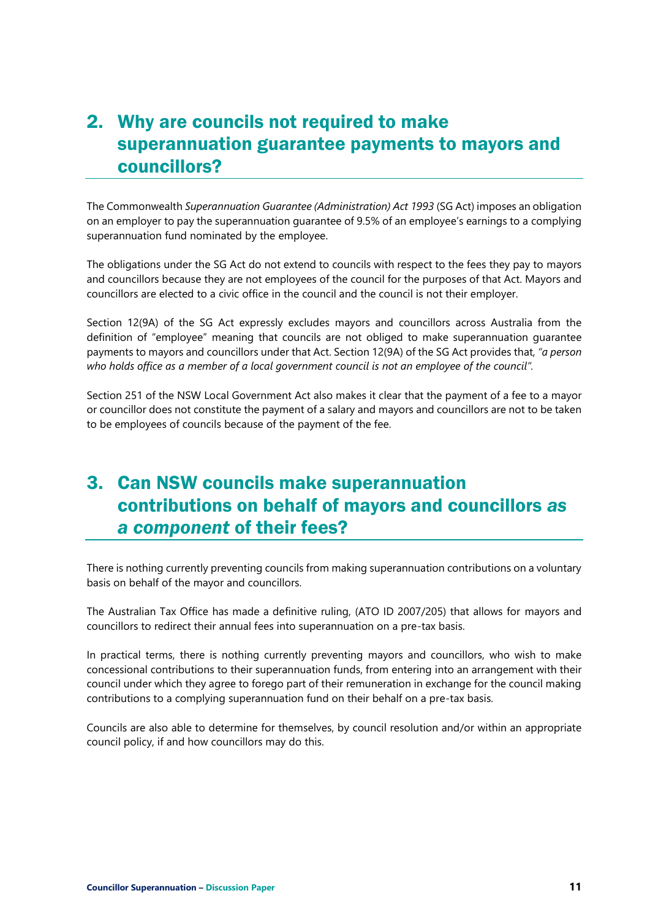## 2. Why are councils not required to make superannuation guarantee payments to mayors and councillors?

The Commonwealth *Superannuation Guarantee (Administration) Act 1993* (SG Act) imposes an obligation on an employer to pay the superannuation guarantee of 9.5% of an employee's earnings to a complying superannuation fund nominated by the employee.

The obligations under the SG Act do not extend to councils with respect to the fees they pay to mayors and councillors because they are not employees of the council for the purposes of that Act. Mayors and councillors are elected to a civic office in the council and the council is not their employer.

Section 12(9A) of the SG Act expressly excludes mayors and councillors across Australia from the definition of "employee" meaning that councils are not obliged to make superannuation guarantee payments to mayors and councillors under that Act. Section 12(9A) of the SG Act provides that, *"a person who holds office as a member of a local government council is not an employee of the council"*.

Section 251 of the NSW Local Government Act also makes it clear that the payment of a fee to a mayor or councillor does not constitute the payment of a salary and mayors and councillors are not to be taken to be employees of councils because of the payment of the fee.

## 3. Can NSW councils make superannuation contributions on behalf of mayors and councillors *as a component* of their fees?

There is nothing currently preventing councils from making superannuation contributions on a voluntary basis on behalf of the mayor and councillors.

The Australian Tax Office has made a definitive ruling, (ATO ID 2007/205) that allows for mayors and councillors to redirect their annual fees into superannuation on a pre-tax basis.

In practical terms, there is nothing currently preventing mayors and councillors, who wish to make concessional contributions to their superannuation funds, from entering into an arrangement with their council under which they agree to forego part of their remuneration in exchange for the council making contributions to a complying superannuation fund on their behalf on a pre-tax basis.

Councils are also able to determine for themselves, by council resolution and/or within an appropriate council policy, if and how councillors may do this.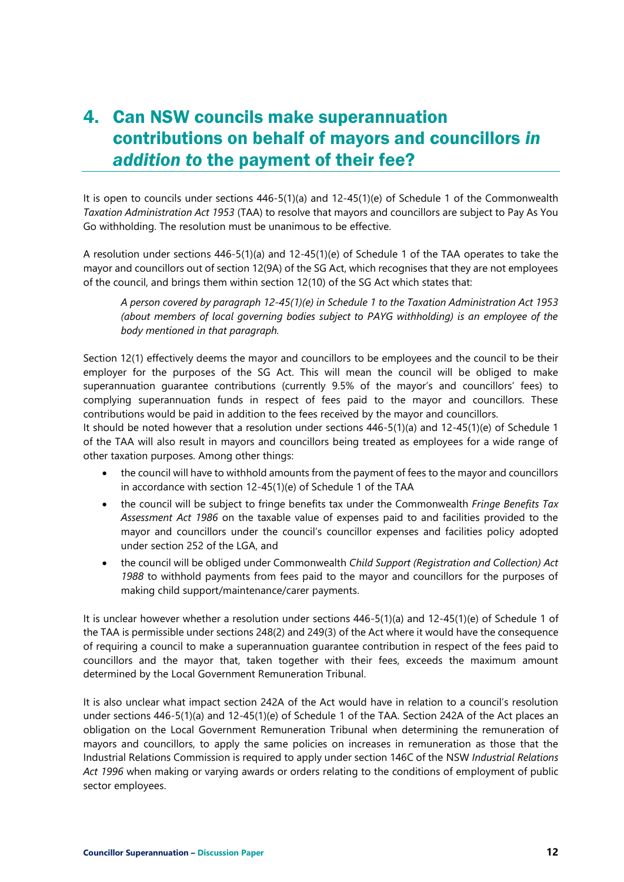# 4. Can NSW councils make superannuation contributions on behalf of mayors and councillors *in addition to* the payment of their fee?

It is open to councils under sections 446-5(1)(a) and 12-45(1)(e) of Schedule 1 of the Commonwealth *Taxation Administration Act 1953* (TAA) to resolve that mayors and councillors are subject to Pay As You Go withholding. The resolution must be unanimous to be effective.

A resolution under sections 446-5(1)(a) and 12-45(1)(e) of Schedule 1 of the TAA operates to take the mayor and councillors out of section 12(9A) of the SG Act, which recognises that they are not employees of the council, and brings them within section 12(10) of the SG Act which states that:

> *A person covered by paragraph 12-45(1)(e) in Schedule 1 to the Taxation Administration Act 1953 (about members of local governing bodies subject to PAYG withholding) is an employee of the body mentioned in that paragraph.*

Section 12(1) effectively deems the mayor and councillors to be employees and the council to be their employer for the purposes of the SG Act. This will mean the council will be obliged to make superannuation guarantee contributions (currently 9.5% of the mayor's and councillors' fees) to complying superannuation funds in respect of fees paid to the mayor and councillors. These contributions would be paid in addition to the fees received by the mayor and councillors.
It should be noted however that a resolution under sections 446-5(1)(a) and 12-45(1)(e) of Schedule 1 of the TAA will also result in mayors and councillors being treated as employees for a wide range of other taxation purposes. Among other things:

- the council will have to withhold amounts from the payment of fees to the mayor and councillors in accordance with section 12-45(1)(e) of Schedule 1 of the TAA
- the council will be subject to fringe benefits tax under the Commonwealth *Fringe Benefits Tax Assessment Act 1986* on the taxable value of expenses paid to and facilities provided to the mayor and councillors under the council's councillor expenses and facilities policy adopted under section 252 of the LGA, and
- the council will be obliged under Commonwealth *Child Support (Registration and Collection) Act 1988* to withhold payments from fees paid to the mayor and councillors for the purposes of making child support/maintenance/carer payments.

It is unclear however whether a resolution under sections 446-5(1)(a) and 12-45(1)(e) of Schedule 1 of the TAA is permissible under sections 248(2) and 249(3) of the Act where it would have the consequence of requiring a council to make a superannuation guarantee contribution in respect of the fees paid to councillors and the mayor that, taken together with their fees, exceeds the maximum amount determined by the Local Government Remuneration Tribunal.

It is also unclear what impact section 242A of the Act would have in relation to a council's resolution under sections 446-5(1)(a) and 12-45(1)(e) of Schedule 1 of the TAA. Section 242A of the Act places an obligation on the Local Government Remuneration Tribunal when determining the remuneration of mayors and councillors, to apply the same policies on increases in remuneration as those that the Industrial Relations Commission is required to apply under section 146C of the NSW *Industrial Relations Act 1996* when making or varying awards or orders relating to the conditions of employment of public sector employees.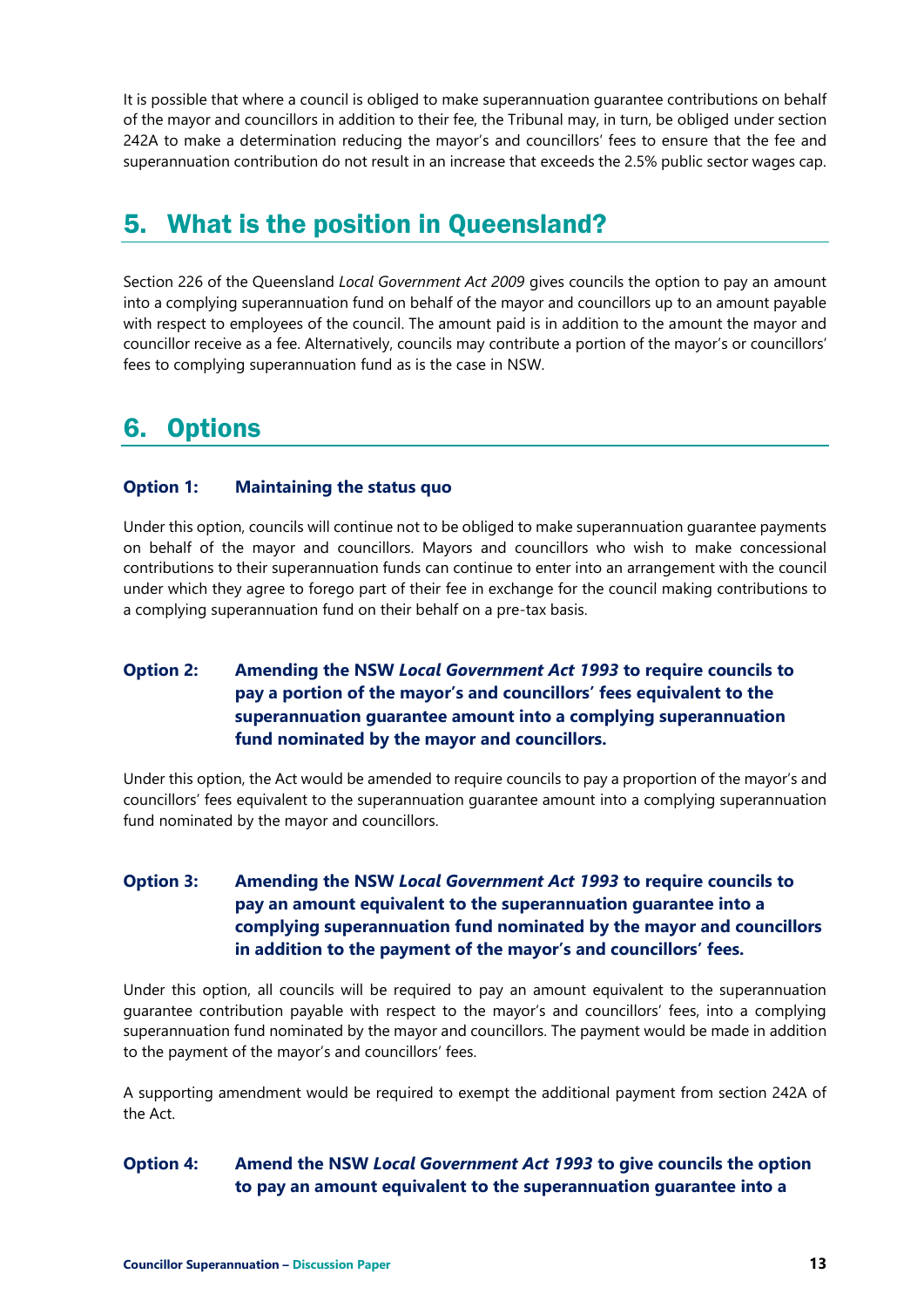It is possible that where a council is obliged to make superannuation guarantee contributions on behalf of the mayor and councillors in addition to their fee, the Tribunal may, in turn, be obliged under section 242A to make a determination reducing the mayor's and councillors' fees to ensure that the fee and superannuation contribution do not result in an increase that exceeds the 2.5% public sector wages cap.

## 5. What is the position in Queensland?

Section 226 of the Queensland *Local Government Act 2009* gives councils the option to pay an amount into a complying superannuation fund on behalf of the mayor and councillors up to an amount payable with respect to employees of the council. The amount paid is in addition to the amount the mayor and councillor receive as a fee. Alternatively, councils may contribute a portion of the mayor's or councillors' fees to complying superannuation fund as is the case in NSW.

## 6. Options

### Option 1: Maintaining the status quo

Under this option, councils will continue not to be obliged to make superannuation guarantee payments on behalf of the mayor and councillors. Mayors and councillors who wish to make concessional contributions to their superannuation funds can continue to enter into an arrangement with the council under which they agree to forego part of their fee in exchange for the council making contributions to a complying superannuation fund on their behalf on a pre-tax basis.

### Option 2: Amending the NSW *Local Government Act 1993* to require councils to pay a portion of the mayor's and councillors' fees equivalent to the superannuation guarantee amount into a complying superannuation fund nominated by the mayor and councillors.

Under this option, the Act would be amended to require councils to pay a proportion of the mayor's and councillors' fees equivalent to the superannuation guarantee amount into a complying superannuation fund nominated by the mayor and councillors.

### Option 3: Amending the NSW *Local Government Act 1993* to require councils to pay an amount equivalent to the superannuation guarantee into a complying superannuation fund nominated by the mayor and councillors in addition to the payment of the mayor's and councillors' fees.

Under this option, all councils will be required to pay an amount equivalent to the superannuation guarantee contribution payable with respect to the mayor's and councillors' fees, into a complying superannuation fund nominated by the mayor and councillors. The payment would be made in addition to the payment of the mayor's and councillors' fees.

A supporting amendment would be required to exempt the additional payment from section 242A of the Act.

### Option 4: Amend the NSW *Local Government Act 1993* to give councils the option to pay an amount equivalent to the superannuation guarantee into a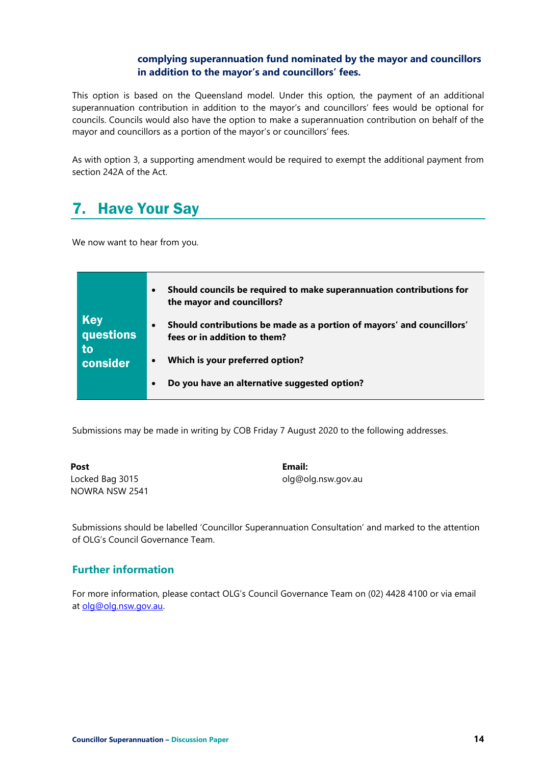**complying superannuation fund nominated by the mayor and councillors in addition to the mayor's and councillors' fees.**

This option is based on the Queensland model. Under this option, the payment of an additional superannuation contribution in addition to the mayor's and councillors' fees would be optional for councils. Councils would also have the option to make a superannuation contribution on behalf of the mayor and councillors as a portion of the mayor's or councillors' fees.

As with option 3, a supporting amendment would be required to exempt the additional payment from section 242A of the Act.

## 7. Have Your Say

We now want to hear from you.

| | |
|---|---|
| **Key questions to consider** | • **Should councils be required to make superannuation contributions for the mayor and councillors?**<br>• **Should contributions be made as a portion of mayors' and councillors' fees or in addition to them?**<br>• **Which is your preferred option?**<br>• **Do you have an alternative suggested option?** |

Submissions may be made in writing by COB Friday 7 August 2020 to the following addresses.

**Post**
Locked Bag 3015
NOWRA NSW 2541

**Email:**
olg@olg.nsw.gov.au

Submissions should be labelled 'Councillor Superannuation Consultation' and marked to the attention of OLG's Council Governance Team.

### Further information

For more information, please contact OLG's Council Governance Team on (02) 4428 4100 or via email at olg@olg.nsw.gov.au.